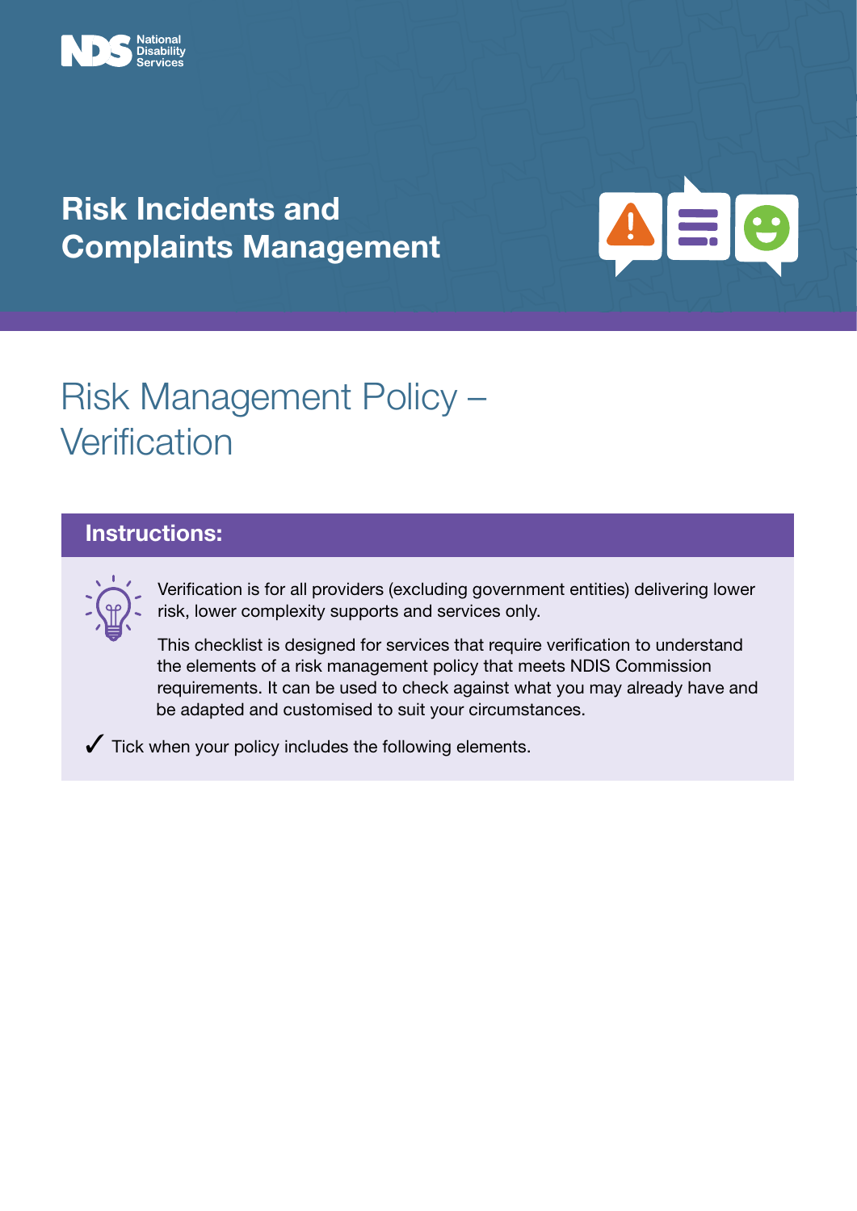National Disability Services

# Risk Incidents and Complaints Management

## Risk Management Policy – Verification

### Instructions:

Verification is for all providers (excluding government entities) delivering lower risk, lower complexity supports and services only.

This checklist is designed for services that require verification to understand the elements of a risk management policy that meets NDIS Commission requirements. It can be used to check against what you may already have and be adapted and customised to suit your circumstances.

✓ Tick when your policy includes the following elements.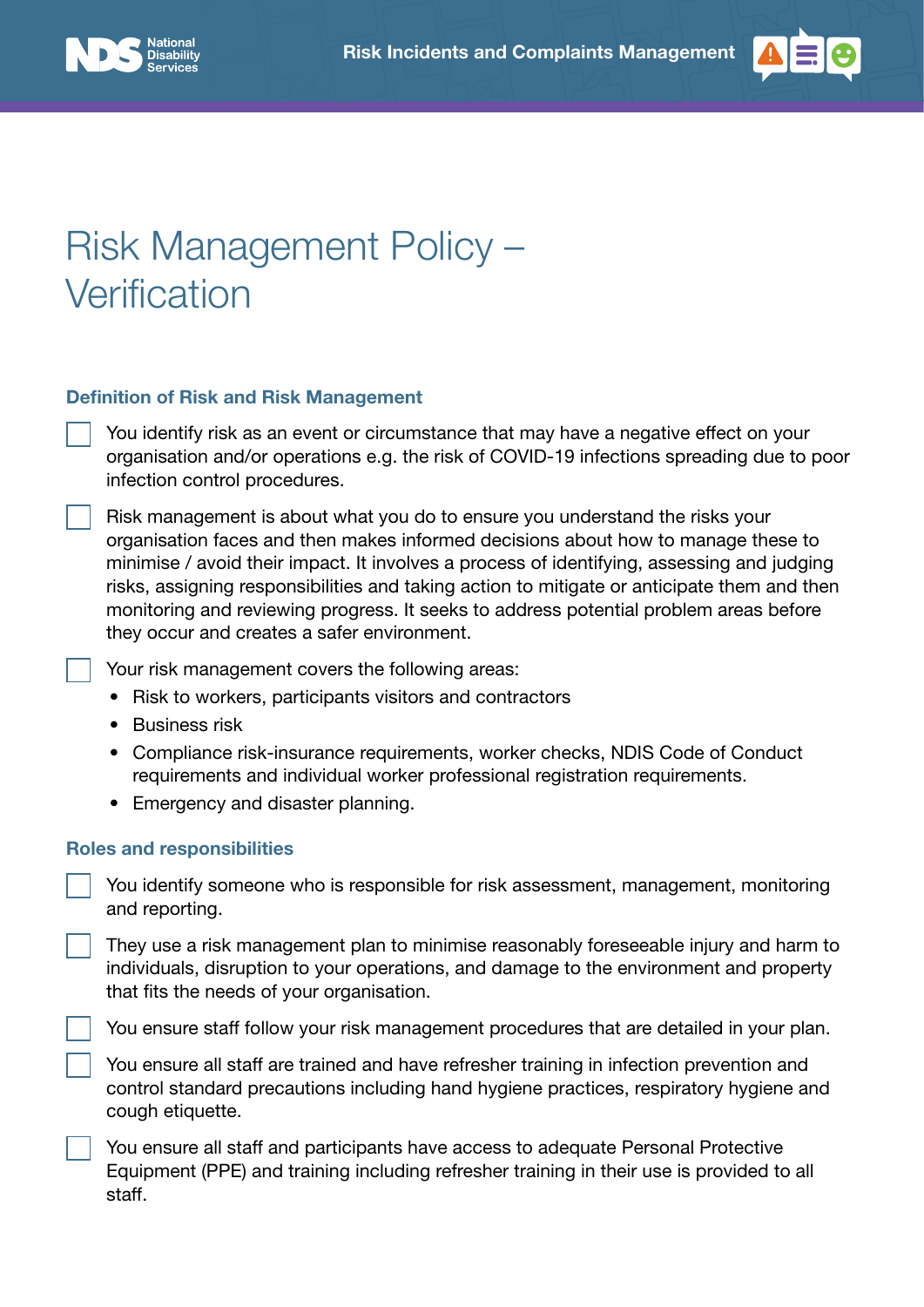# Risk Management Policy – Verification

## Definition of Risk and Risk Management

- [ ] You identify risk as an event or circumstance that may have a negative effect on your organisation and/or operations e.g. the risk of COVID-19 infections spreading due to poor infection control procedures.
- [ ] Risk management is about what you do to ensure you understand the risks your organisation faces and then makes informed decisions about how to manage these to minimise / avoid their impact. It involves a process of identifying, assessing and judging risks, assigning responsibilities and taking action to mitigate or anticipate them and then monitoring and reviewing progress. It seeks to address potential problem areas before they occur and creates a safer environment.
- [ ] Your risk management covers the following areas:
  - Risk to workers, participants visitors and contractors
  - Business risk
  - Compliance risk-insurance requirements, worker checks, NDIS Code of Conduct requirements and individual worker professional registration requirements.
  - Emergency and disaster planning.

## Roles and responsibilities

- [ ] You identify someone who is responsible for risk assessment, management, monitoring and reporting.
- [ ] They use a risk management plan to minimise reasonably foreseeable injury and harm to individuals, disruption to your operations, and damage to the environment and property that fits the needs of your organisation.
- [ ] You ensure staff follow your risk management procedures that are detailed in your plan.
- [ ] You ensure all staff are trained and have refresher training in infection prevention and control standard precautions including hand hygiene practices, respiratory hygiene and cough etiquette.
- [ ] You ensure all staff and participants have access to adequate Personal Protective Equipment (PPE) and training including refresher training in their use is provided to all staff.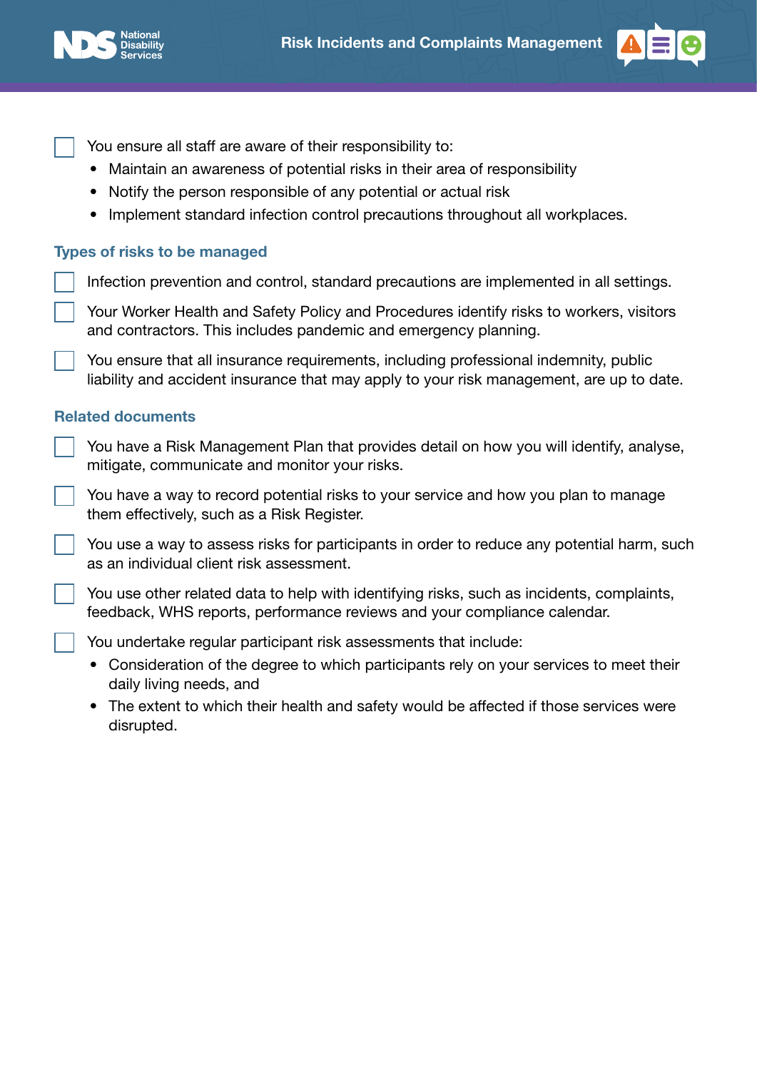- [ ] You ensure all staff are aware of their responsibility to:
  - Maintain an awareness of potential risks in their area of responsibility
  - Notify the person responsible of any potential or actual risk
  - Implement standard infection control precautions throughout all workplaces.

## Types of risks to be managed

- [ ] Infection prevention and control, standard precautions are implemented in all settings.
- [ ] Your Worker Health and Safety Policy and Procedures identify risks to workers, visitors and contractors. This includes pandemic and emergency planning.
- [ ] You ensure that all insurance requirements, including professional indemnity, public liability and accident insurance that may apply to your risk management, are up to date.

## Related documents

- [ ] You have a Risk Management Plan that provides detail on how you will identify, analyse, mitigate, communicate and monitor your risks.
- [ ] You have a way to record potential risks to your service and how you plan to manage them effectively, such as a Risk Register.
- [ ] You use a way to assess risks for participants in order to reduce any potential harm, such as an individual client risk assessment.
- [ ] You use other related data to help with identifying risks, such as incidents, complaints, feedback, WHS reports, performance reviews and your compliance calendar.
- [ ] You undertake regular participant risk assessments that include:
  - Consideration of the degree to which participants rely on your services to meet their daily living needs, and
  - The extent to which their health and safety would be affected if those services were disrupted.